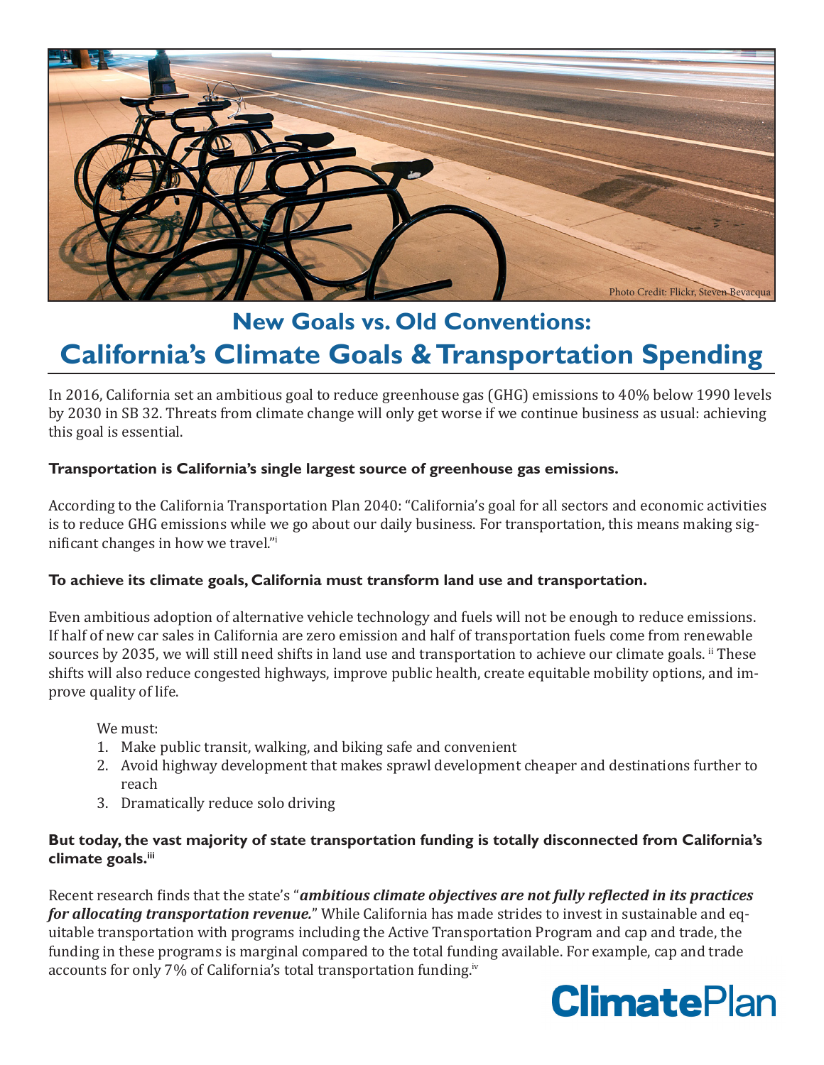Photo Credit: Flickr, Steven Bevacqua

# New Goals vs. Old Conventions: California's Climate Goals & Transportation Spending

In 2016, California set an ambitious goal to reduce greenhouse gas (GHG) emissions to 40% below 1990 levels by 2030 in SB 32. Threats from climate change will only get worse if we continue business as usual: achieving this goal is essential.

**Transportation is California's single largest source of greenhouse gas emissions.**

According to the California Transportation Plan 2040: "California's goal for all sectors and economic activities is to reduce GHG emissions while we go about our daily business. For transportation, this means making significant changes in how we travel."[i]

**To achieve its climate goals, California must transform land use and transportation.**

Even ambitious adoption of alternative vehicle technology and fuels will not be enough to reduce emissions. If half of new car sales in California are zero emission and half of transportation fuels come from renewable sources by 2035, we will still need shifts in land use and transportation to achieve our climate goals.[ii] These shifts will also reduce congested highways, improve public health, create equitable mobility options, and improve quality of life.

We must:

1. Make public transit, walking, and biking safe and convenient
2. Avoid highway development that makes sprawl development cheaper and destinations further to reach
3. Dramatically reduce solo driving

**But today, the vast majority of state transportation funding is totally disconnected from California's climate goals.[iii]**

Recent research finds that the state's "***ambitious climate objectives are not fully reflected in its practices for allocating transportation revenue.***" While California has made strides to invest in sustainable and equitable transportation with programs including the Active Transportation Program and cap and trade, the funding in these programs is marginal compared to the total funding available. For example, cap and trade accounts for only 7% of California's total transportation funding.[iv]

**Climate**Plan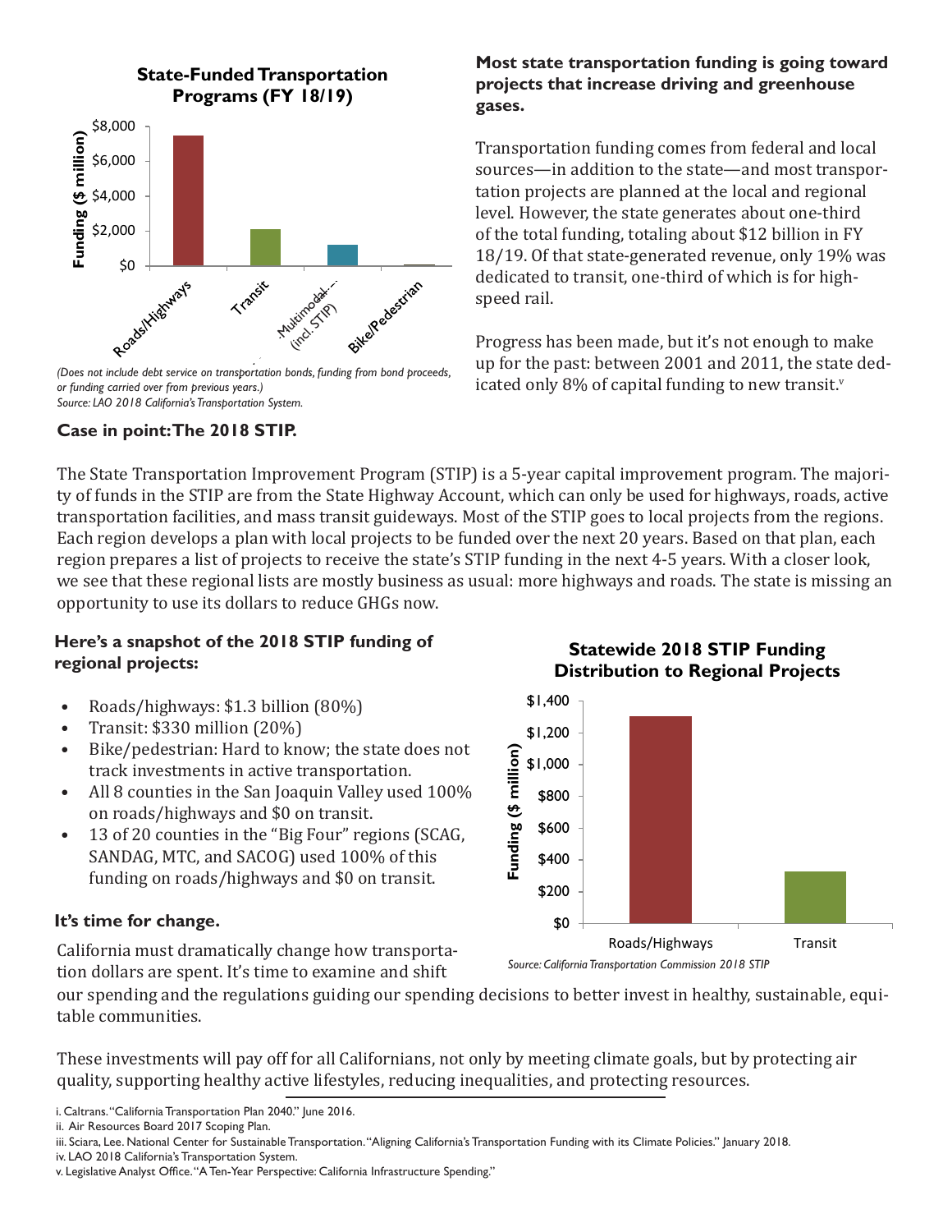**State-Funded Transportation Programs (FY 18/19)**

Funding ($ million)

$8,000
$6,000
$4,000
$2,000
$0

Roads/Highways
Transit
Multimodal (incl. STIP)
Bike/Pedestrian

*(Does not include debt service on transportation bonds, funding from bond proceeds, or funding carried over from previous years.)*
*Source: LAO 2018 California's Transportation System.*

**Most state transportation funding is going toward projects that increase driving and greenhouse gases.**

Transportation funding comes from federal and local sources—in addition to the state—and most transportation projects are planned at the local and regional level. However, the state generates about one-third of the total funding, totaling about $12 billion in FY 18/19. Of that state-generated revenue, only 19% was dedicated to transit, one-third of which is for high-speed rail.

Progress has been made, but it's not enough to make up for the past: between 2001 and 2011, the state dedicated only 8% of capital funding to new transit.[v]

**Case in point: The 2018 STIP.**

The State Transportation Improvement Program (STIP) is a 5-year capital improvement program. The majority of funds in the STIP are from the State Highway Account, which can only be used for highways, roads, active transportation facilities, and mass transit guideways. Most of the STIP goes to local projects from the regions. Each region develops a plan with local projects to be funded over the next 20 years. Based on that plan, each region prepares a list of projects to receive the state's STIP funding in the next 4-5 years. With a closer look, we see that these regional lists are mostly business as usual: more highways and roads. The state is missing an opportunity to use its dollars to reduce GHGs now.

**Here's a snapshot of the 2018 STIP funding of regional projects:**

- Roads/highways: $1.3 billion (80%)
- Transit: $330 million (20%)
- Bike/pedestrian: Hard to know; the state does not track investments in active transportation.
- All 8 counties in the San Joaquin Valley used 100% on roads/highways and $0 on transit.
- 13 of 20 counties in the "Big Four" regions (SCAG, SANDAG, MTC, and SACOG) used 100% of this funding on roads/highways and $0 on transit.

**Statewide 2018 STIP Funding Distribution to Regional Projects**

Funding ($ million)

$1,400
$1,200
$1,000
$800
$600
$400
$200
$0

Roads/Highways
Transit

*Source: California Transportation Commission 2018 STIP*

**It's time for change.**

California must dramatically change how transportation dollars are spent. It's time to examine and shift our spending and the regulations guiding our spending decisions to better invest in healthy, sustainable, equitable communities.

These investments will pay off for all Californians, not only by meeting climate goals, but by protecting air quality, supporting healthy active lifestyles, reducing inequalities, and protecting resources.

---

i. Caltrans. "California Transportation Plan 2040." June 2016.
ii. Air Resources Board 2017 Scoping Plan.
iii. Sciara, Lee. National Center for Sustainable Transportation. "Aligning California's Transportation Funding with its Climate Policies." January 2018.
iv. LAO 2018 California's Transportation System.
v. Legislative Analyst Office. "A Ten-Year Perspective: California Infrastructure Spending."